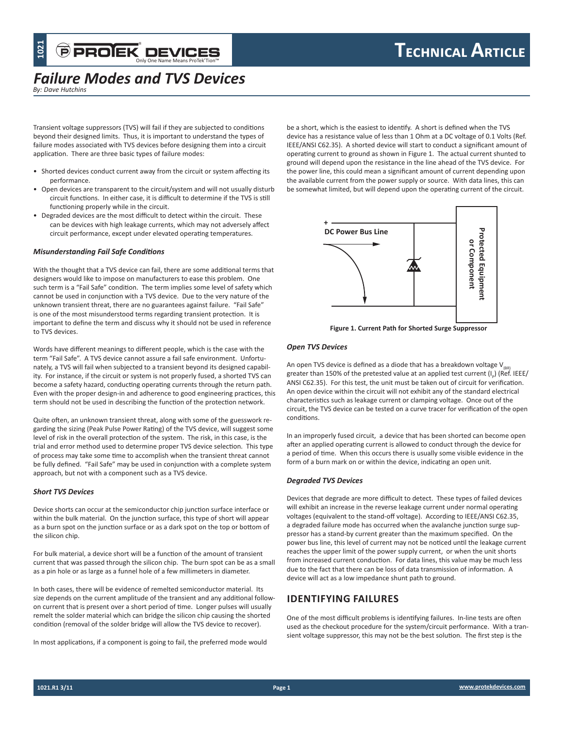# Failure Modes and TVS Devices

*By: Dave Hutchins*

Transient voltage suppressors (TVS) will fail if they are subjected to conditions beyond their designed limits. Thus, it is important to understand the types of failure modes associated with TVS devices before designing them into a circuit application. There are three basic types of failure modes:

- Shorted devices conduct current away from the circuit or system affecting its performance.
- Open devices are transparent to the circuit/system and will not usually disturb circuit functions. In either case, it is difficult to determine if the TVS is still functioning properly while in the circuit.
- Degraded devices are the most difficult to detect within the circuit. These can be devices with high leakage currents, which may not adversely affect circuit performance, except under elevated operating temperatures.

### *Misunderstanding Fail Safe Conditions*

With the thought that a TVS device can fail, there are some additional terms that designers would like to impose on manufacturers to ease this problem. One such term is a "Fail Safe" condition. The term implies some level of safety which cannot be used in conjunction with a TVS device. Due to the very nature of the unknown transient threat, there are no guarantees against failure. "Fail Safe" is one of the most misunderstood terms regarding transient protection. It is important to define the term and discuss why it should not be used in reference to TVS devices.

Words have different meanings to different people, which is the case with the term "Fail Safe". A TVS device cannot assure a fail safe environment. Unfortunately, a TVS will fail when subjected to a transient beyond its designed capability. For instance, if the circuit or system is not properly fused, a shorted TVS can become a safety hazard, conducting operating currents through the return path. Even with the proper design-in and adherence to good engineering practices, this term should not be used in describing the function of the protection network.

Quite often, an unknown transient threat, along with some of the guesswork regarding the sizing (Peak Pulse Power Rating) of the TVS device, will suggest some level of risk in the overall protection of the system. The risk, in this case, is the trial and error method used to determine proper TVS device selection. This type of process may take some time to accomplish when the transient threat cannot be fully defined. "Fail Safe" may be used in conjunction with a complete system approach, but not with a component such as a TVS device.

### *Short TVS Devices*

Device shorts can occur at the semiconductor chip junction surface interface or within the bulk material. On the junction surface, this type of short will appear as a burn spot on the junction surface or as a dark spot on the top or bottom of the silicon chip.

For bulk material, a device short will be a function of the amount of transient current that was passed through the silicon chip. The burn spot can be as a small as a pin hole or as large as a funnel hole of a few millimeters in diameter.

In both cases, there will be evidence of remelted semiconductor material. Its size depends on the current amplitude of the transient and any additional follow-on current that is present over a short period of time. Longer pulses will usually remelt the solder material which can bridge the silicon chip causing the shorted condition (removal of the solder bridge will allow the TVS device to recover).

In most applications, if a component is going to fail, the preferred mode would be a short, which is the easiest to identify. A short is defined when the TVS device has a resistance value of less than 1 Ohm at a DC voltage of 0.1 Volts (Ref. IEEE/ANSI C62.35). A shorted device will start to conduct a significant amount of operating current to ground as shown in Figure 1. The actual current shunted to ground will depend upon the resistance in the line ahead of the TVS device. For the power line, this could mean a significant amount of current depending upon the available current from the power supply or source. With data lines, this can be somewhat limited, but will depend upon the operating current of the circuit.

**Figure 1. Current Path for Shorted Surge Suppressor**

### *Open TVS Devices*

An open TVS device is defined as a diode that has a breakdown voltage $V_{(BR)}$ greater than 150% of the pretested value at an applied test current ($I_p$) (Ref. IEEE/ANSI C62.35). For this test, the unit must be taken out of circuit for verification. An open device within the circuit will not exhibit any of the standard electrical characteristics such as leakage current or clamping voltage. Once out of the circuit, the TVS device can be tested on a curve tracer for verification of the open conditions.

In an improperly fused circuit, a device that has been shorted can become open after an applied operating current is allowed to conduct through the device for a period of time. When this occurs there is usually some visible evidence in the form of a burn mark on or within the device, indicating an open unit.

### *Degraded TVS Devices*

Devices that degrade are more difficult to detect. These types of failed devices will exhibit an increase in the reverse leakage current under normal operating voltages (equivalent to the stand-off voltage). According to IEEE/ANSI C62.35, a degraded failure mode has occurred when the avalanche junction surge suppressor has a stand-by current greater than the maximum specified. On the power bus line, this level of current may not be noticed until the leakage current reaches the upper limit of the power supply current, or when the unit shorts from increased current conduction. For data lines, this value may be much less due to the fact that there can be loss of data transmission of information. A device will act as a low impedance shunt path to ground.

## IDENTIFYING FAILURES

One of the most difficult problems is identifying failures. In-line tests are often used as the checkout procedure for the system/circuit performance. With a transient voltage suppressor, this may not be the best solution. The first step is the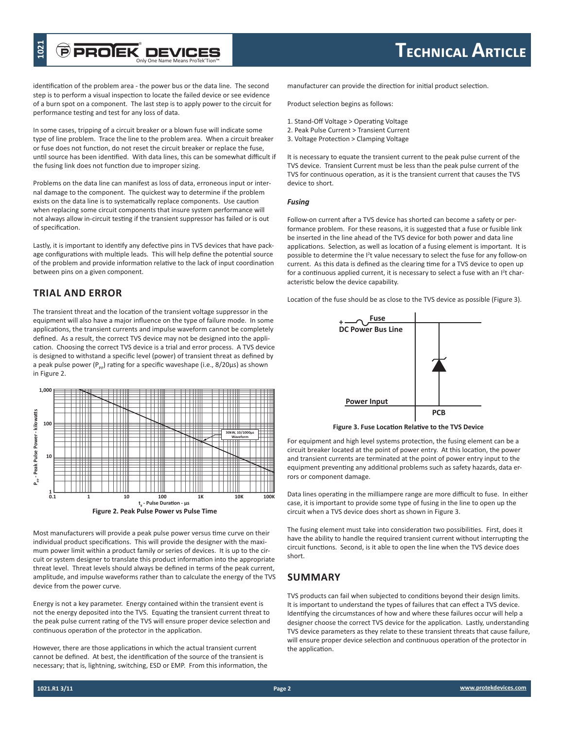identification of the problem area - the power bus or the data line. The second step is to perform a visual inspection to locate the failed device or see evidence of a burn spot on a component. The last step is to apply power to the circuit for performance testing and test for any loss of data.

In some cases, tripping of a circuit breaker or a blown fuse will indicate some type of line problem. Trace the line to the problem area. When a circuit breaker or fuse does not function, do not reset the circuit breaker or replace the fuse, until source has been identified. With data lines, this can be somewhat difficult if the fusing link does not function due to improper sizing.

Problems on the data line can manifest as loss of data, erroneous input or internal damage to the component. The quickest way to determine if the problem exists on the data line is to systematically replace components. Use caution when replacing some circuit components that insure system performance will not always allow in-circuit testing if the transient suppressor has failed or is out of specification.

Lastly, it is important to identify any defective pins in TVS devices that have package configurations with multiple leads. This will help define the potential source of the problem and provide information relative to the lack of input coordination between pins on a given component.

## TRIAL AND ERROR

The transient threat and the location of the transient voltage suppressor in the equipment will also have a major influence on the type of failure mode. In some applications, the transient currents and impulse waveform cannot be completely defined. As a result, the correct TVS device may not be designed into the application. Choosing the correct TVS device is a trial and error process. A TVS device is designed to withstand a specific level (power) of transient threat as defined by a peak pulse power ($P_{pp}$) rating for a specific waveshape (i.e., 8/20µs) as shown in Figure 2.

**Figure 2. Peak Pulse Power vs Pulse Time**

Most manufacturers will provide a peak pulse power versus time curve on their individual product specifications. This will provide the designer with the maximum power limit within a product family or series of devices. It is up to the circuit or system designer to translate this product information into the appropriate threat level. Threat levels should always be defined in terms of the peak current, amplitude, and impulse waveforms rather than to calculate the energy of the TVS device from the power curve.

Energy is not a key parameter. Energy contained within the transient event is not the energy deposited into the TVS. Equating the transient current threat to the peak pulse current rating of the TVS will ensure proper device selection and continuous operation of the protector in the application.

However, there are those applications in which the actual transient current cannot be defined. At best, the identification of the source of the transient is necessary; that is, lightning, switching, ESD or EMP. From this information, the manufacturer can provide the direction for initial product selection.

Product selection begins as follows:

1. Stand-Off Voltage > Operating Voltage
2. Peak Pulse Current > Transient Current
3. Voltage Protection > Clamping Voltage

It is necessary to equate the transient current to the peak pulse current of the TVS device. Transient Current must be less than the peak pulse current of the TVS for continuous operation, as it is the transient current that causes the TVS device to short.

### *Fusing*

Follow-on current after a TVS device has shorted can become a safety or performance problem. For these reasons, it is suggested that a fuse or fusible link be inserted in the line ahead of the TVS device for both power and data line applications. Selection, as well as location of a fusing element is important. It is possible to determine the $I^2t$ value necessary to select the fuse for any follow-on current. As this data is defined as the clearing time for a TVS device to open up for a continuous applied current, it is necessary to select a fuse with an $I^2t$ characteristic below the device capability.

Location of the fuse should be as close to the TVS device as possible (Figure 3).

**Figure 3. Fuse Location Relative to the TVS Device**

For equipment and high level systems protection, the fusing element can be a circuit breaker located at the point of power entry. At this location, the power and transient currents are terminated at the point of power entry input to the equipment preventing any additional problems such as safety hazards, data errors or component damage.

Data lines operating in the milliampere range are more difficult to fuse. In either case, it is important to provide some type of fusing in the line to open up the circuit when a TVS device does short as shown in Figure 3.

The fusing element must take into consideration two possibilities. First, does it have the ability to handle the required transient current without interrupting the circuit functions. Second, is it able to open the line when the TVS device does short.

## SUMMARY

TVS products can fail when subjected to conditions beyond their design limits. It is important to understand the types of failures that can effect a TVS device. Identifying the circumstances of how and where these failures occur will help a designer choose the correct TVS device for the application. Lastly, understanding TVS device parameters as they relate to these transient threats that cause failure, will ensure proper device selection and continuous operation of the protector in the application.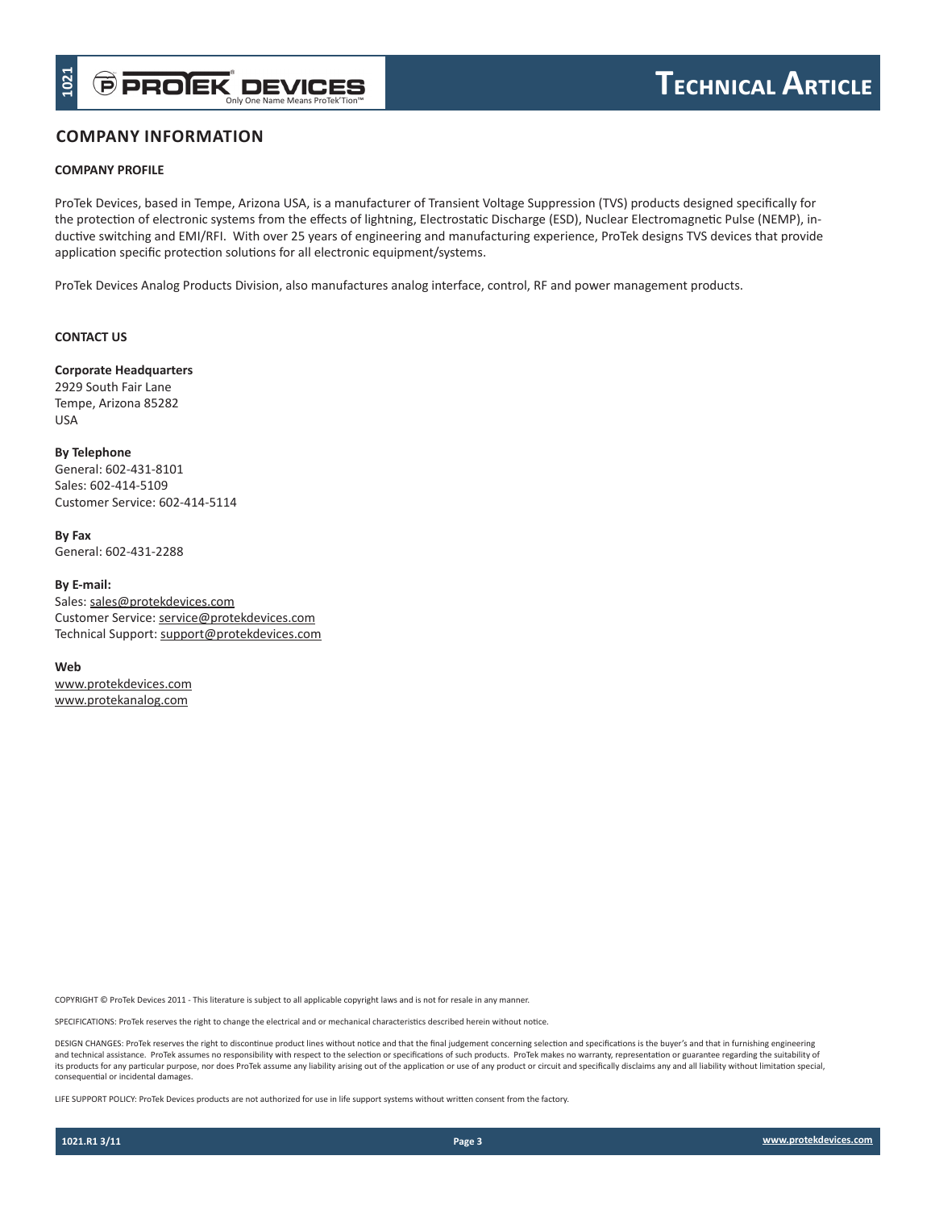## COMPANY INFORMATION

### COMPANY PROFILE

ProTek Devices, based in Tempe, Arizona USA, is a manufacturer of Transient Voltage Suppression (TVS) products designed specifically for the protection of electronic systems from the effects of lightning, Electrostatic Discharge (ESD), Nuclear Electromagnetic Pulse (NEMP), inductive switching and EMI/RFI. With over 25 years of engineering and manufacturing experience, ProTek designs TVS devices that provide application specific protection solutions for all electronic equipment/systems.

ProTek Devices Analog Products Division, also manufactures analog interface, control, RF and power management products.

### CONTACT US

**Corporate Headquarters**
2929 South Fair Lane
Tempe, Arizona 85282
USA

**By Telephone**
General: 602-431-8101
Sales: 602-414-5109
Customer Service: 602-414-5114

**By Fax**
General: 602-431-2288

**By E-mail:**
Sales: sales@protekdevices.com
Customer Service: service@protekdevices.com
Technical Support: support@protekdevices.com

**Web**
www.protekdevices.com
www.protekanalog.com

COPYRIGHT © ProTek Devices 2011 - This literature is subject to all applicable copyright laws and is not for resale in any manner.

SPECIFICATIONS: ProTek reserves the right to change the electrical and or mechanical characteristics described herein without notice.

DESIGN CHANGES: ProTek reserves the right to discontinue product lines without notice and that the final judgement concerning selection and specifications is the buyer's and that in furnishing engineering and technical assistance. ProTek assumes no responsibility with respect to the selection or specifications of such products. ProTek makes no warranty, representation or guarantee regarding the suitability of its products for any particular purpose, nor does ProTek assume any liability arising out of the application or use of any product or circuit and specifically disclaims any and all liability without limitation special, consequential or incidental damages.

LIFE SUPPORT POLICY: ProTek Devices products are not authorized for use in life support systems without written consent from the factory.